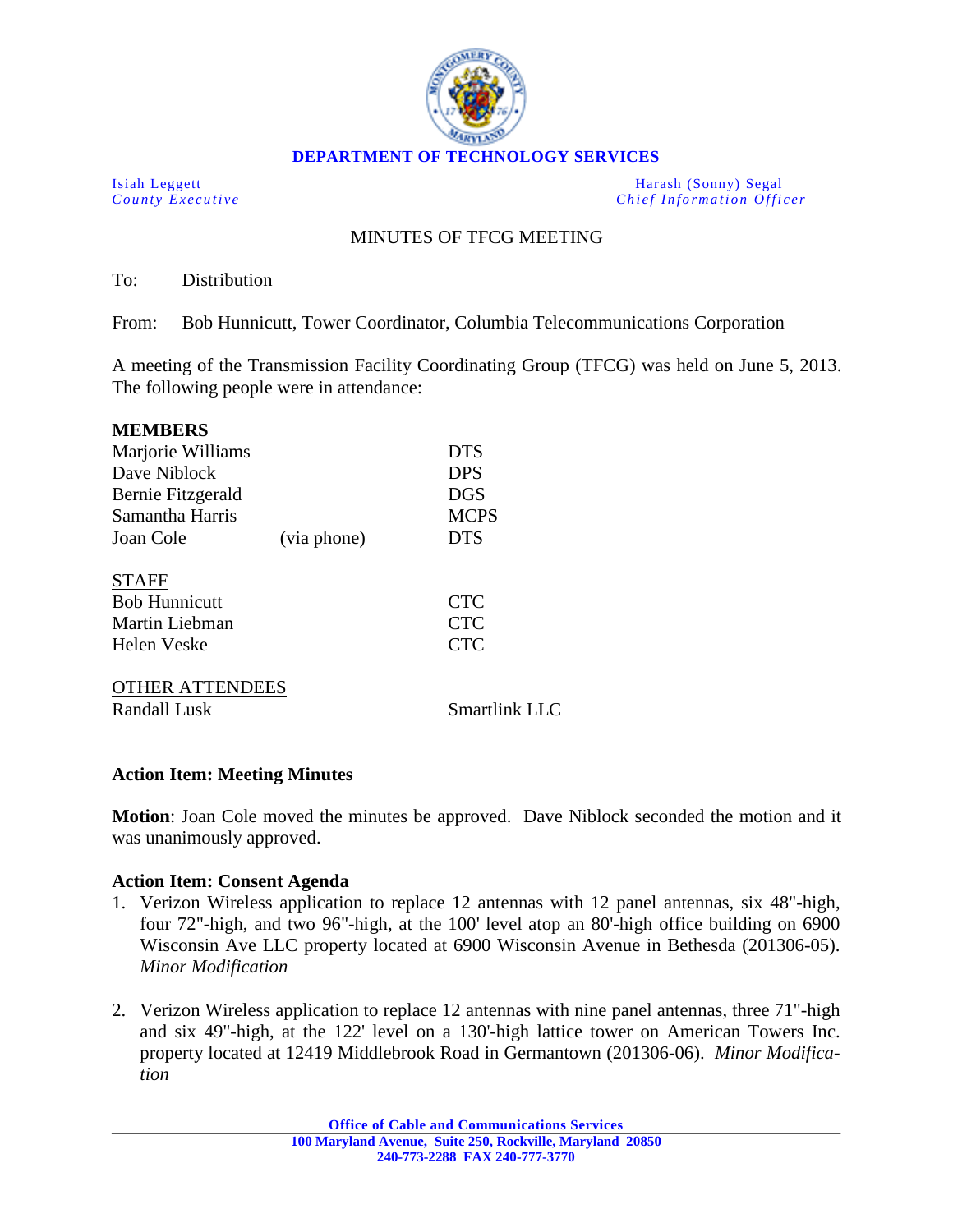**DEPARTMENT OF TECHNOLOGY SERVICES**

Isiah Leggett
*County Executive*

Harash (Sonny) Segal
*Chief Information Officer*

MINUTES OF TFCG MEETING

To: Distribution

From: Bob Hunnicutt, Tower Coordinator, Columbia Telecommunications Corporation

A meeting of the Transmission Facility Coordinating Group (TFCG) was held on June 5, 2013. The following people were in attendance:

**MEMBERS**

| | | |
|---|---|---|
| Marjorie Williams | | DTS |
| Dave Niblock | | DPS |
| Bernie Fitzgerald | | DGS |
| Samantha Harris | | MCPS |
| Joan Cole | (via phone) | DTS |

STAFF

| | |
|---|---|
| Bob Hunnicutt | CTC |
| Martin Liebman | CTC |
| Helen Veske | CTC |

OTHER ATTENDEES

| | |
|---|---|
| Randall Lusk | Smartlink LLC |

**Action Item: Meeting Minutes**

**Motion**: Joan Cole moved the minutes be approved. Dave Niblock seconded the motion and it was unanimously approved.

**Action Item: Consent Agenda**

1. Verizon Wireless application to replace 12 antennas with 12 panel antennas, six 48"-high, four 72"-high, and two 96"-high, at the 100' level atop an 80'-high office building on 6900 Wisconsin Ave LLC property located at 6900 Wisconsin Avenue in Bethesda (201306-05). *Minor Modification*

2. Verizon Wireless application to replace 12 antennas with nine panel antennas, three 71"-high and six 49"-high, at the 122' level on a 130'-high lattice tower on American Towers Inc. property located at 12419 Middlebrook Road in Germantown (201306-06). *Minor Modification*

Office of Cable and Communications Services
100 Maryland Avenue, Suite 250, Rockville, Maryland 20850
240-773-2288 FAX 240-777-3770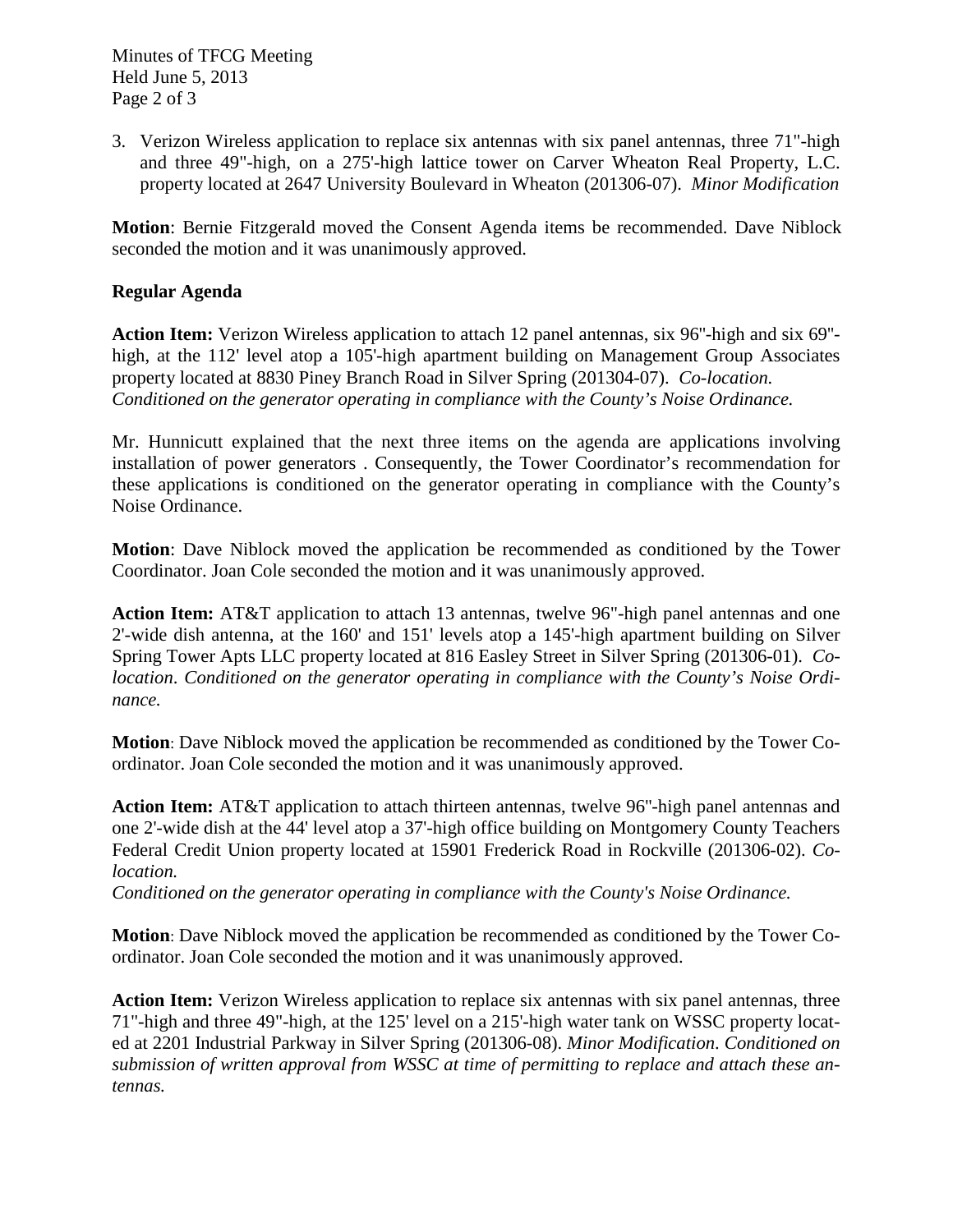3. Verizon Wireless application to replace six antennas with six panel antennas, three 71"-high and three 49"-high, on a 275'-high lattice tower on Carver Wheaton Real Property, L.C. property located at 2647 University Boulevard in Wheaton (201306-07). *Minor Modification*

**Motion**: Bernie Fitzgerald moved the Consent Agenda items be recommended. Dave Niblock seconded the motion and it was unanimously approved.

**Regular Agenda**

**Action Item:** Verizon Wireless application to attach 12 panel antennas, six 96"-high and six 69"-high, at the 112' level atop a 105'-high apartment building on Management Group Associates property located at 8830 Piney Branch Road in Silver Spring (201304-07). *Co-location. Conditioned on the generator operating in compliance with the County's Noise Ordinance.*

Mr. Hunnicutt explained that the next three items on the agenda are applications involving installation of power generators . Consequently, the Tower Coordinator's recommendation for these applications is conditioned on the generator operating in compliance with the County's Noise Ordinance.

**Motion**: Dave Niblock moved the application be recommended as conditioned by the Tower Coordinator. Joan Cole seconded the motion and it was unanimously approved.

**Action Item:** AT&T application to attach 13 antennas, twelve 96"-high panel antennas and one 2'-wide dish antenna, at the 160' and 151' levels atop a 145'-high apartment building on Silver Spring Tower Apts LLC property located at 816 Easley Street in Silver Spring (201306-01). *Co-location. Conditioned on the generator operating in compliance with the County's Noise Ordinance.*

**Motion**: Dave Niblock moved the application be recommended as conditioned by the Tower Coordinator. Joan Cole seconded the motion and it was unanimously approved.

**Action Item:** AT&T application to attach thirteen antennas, twelve 96"-high panel antennas and one 2'-wide dish at the 44' level atop a 37'-high office building on Montgomery County Teachers Federal Credit Union property located at 15901 Frederick Road in Rockville (201306-02). *Co-location.*
*Conditioned on the generator operating in compliance with the County's Noise Ordinance.*

**Motion**: Dave Niblock moved the application be recommended as conditioned by the Tower Coordinator. Joan Cole seconded the motion and it was unanimously approved.

**Action Item:** Verizon Wireless application to replace six antennas with six panel antennas, three 71"-high and three 49"-high, at the 125' level on a 215'-high water tank on WSSC property located at 2201 Industrial Parkway in Silver Spring (201306-08). *Minor Modification. Conditioned on submission of written approval from WSSC at time of permitting to replace and attach these antennas.*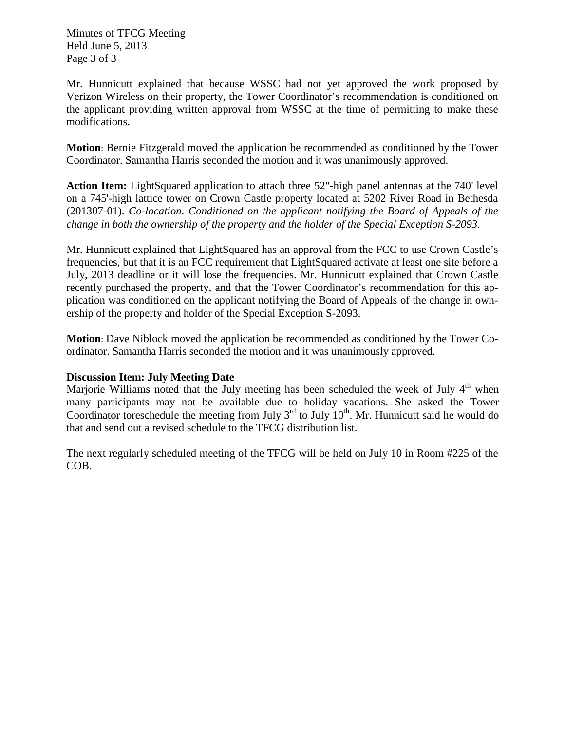Mr. Hunnicutt explained that because WSSC had not yet approved the work proposed by Verizon Wireless on their property, the Tower Coordinator's recommendation is conditioned on the applicant providing written approval from WSSC at the time of permitting to make these modifications.

**Motion**: Bernie Fitzgerald moved the application be recommended as conditioned by the Tower Coordinator. Samantha Harris seconded the motion and it was unanimously approved.

**Action Item:** LightSquared application to attach three 52"-high panel antennas at the 740' level on a 745'-high lattice tower on Crown Castle property located at 5202 River Road in Bethesda (201307-01). *Co-location. Conditioned on the applicant notifying the Board of Appeals of the change in both the ownership of the property and the holder of the Special Exception S-2093.*

Mr. Hunnicutt explained that LightSquared has an approval from the FCC to use Crown Castle's frequencies, but that it is an FCC requirement that LightSquared activate at least one site before a July, 2013 deadline or it will lose the frequencies. Mr. Hunnicutt explained that Crown Castle recently purchased the property, and that the Tower Coordinator's recommendation for this application was conditioned on the applicant notifying the Board of Appeals of the change in ownership of the property and holder of the Special Exception S-2093.

**Motion**: Dave Niblock moved the application be recommended as conditioned by the Tower Coordinator. Samantha Harris seconded the motion and it was unanimously approved.

**Discussion Item: July Meeting Date**

Marjorie Williams noted that the July meeting has been scheduled the week of July 4th when many participants may not be available due to holiday vacations. She asked the Tower Coordinator toreschedule the meeting from July 3rd to July 10th. Mr. Hunnicutt said he would do that and send out a revised schedule to the TFCG distribution list.

The next regularly scheduled meeting of the TFCG will be held on July 10 in Room #225 of the COB.